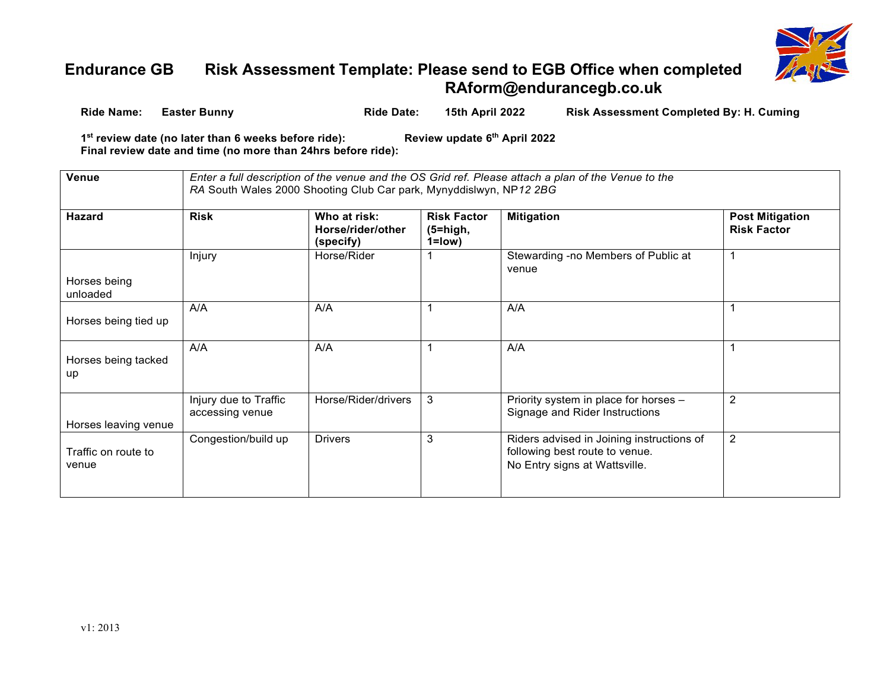# Endurance GB Risk Assessment Template: Please send to EGB Office when completed RAform@endurancegb.co.uk

**Ride Name:** **Easter Bunny** **Ride Date:** **15th April 2022** **Risk Assessment Completed By: H. Cuming**

**1st review date (no later than 6 weeks before ride):** **Review update 6th April 2022**
**Final review date and time (no more than 24hrs before ride):**

| **Venue** | *Enter a full description of the venue and the OS Grid ref. Please attach a plan of the Venue to the RA* South Wales 2000 Shooting Club Car park, Mynyddislwyn, NP*12 2BG* | | | | |
|---|---|---|---|---|---|
| **Hazard** | **Risk** | **Who at risk: Horse/rider/other (specify)** | **Risk Factor (5=high, 1=low)** | **Mitigation** | **Post Mitigation Risk Factor** |
| Horses being unloaded | Injury | Horse/Rider | 1 | Stewarding -no Members of Public at venue | 1 |
| Horses being tied up | A/A | A/A | 1 | A/A | 1 |
| Horses being tacked up | A/A | A/A | 1 | A/A | 1 |
| Horses leaving venue | Injury due to Traffic accessing venue | Horse/Rider/drivers | 3 | Priority system in place for horses – Signage and Rider Instructions | 2 |
| Traffic on route to venue | Congestion/build up | Drivers | 3 | Riders advised in Joining instructions of following best route to venue. No Entry signs at Wattsville. | 2 |

v1: 2013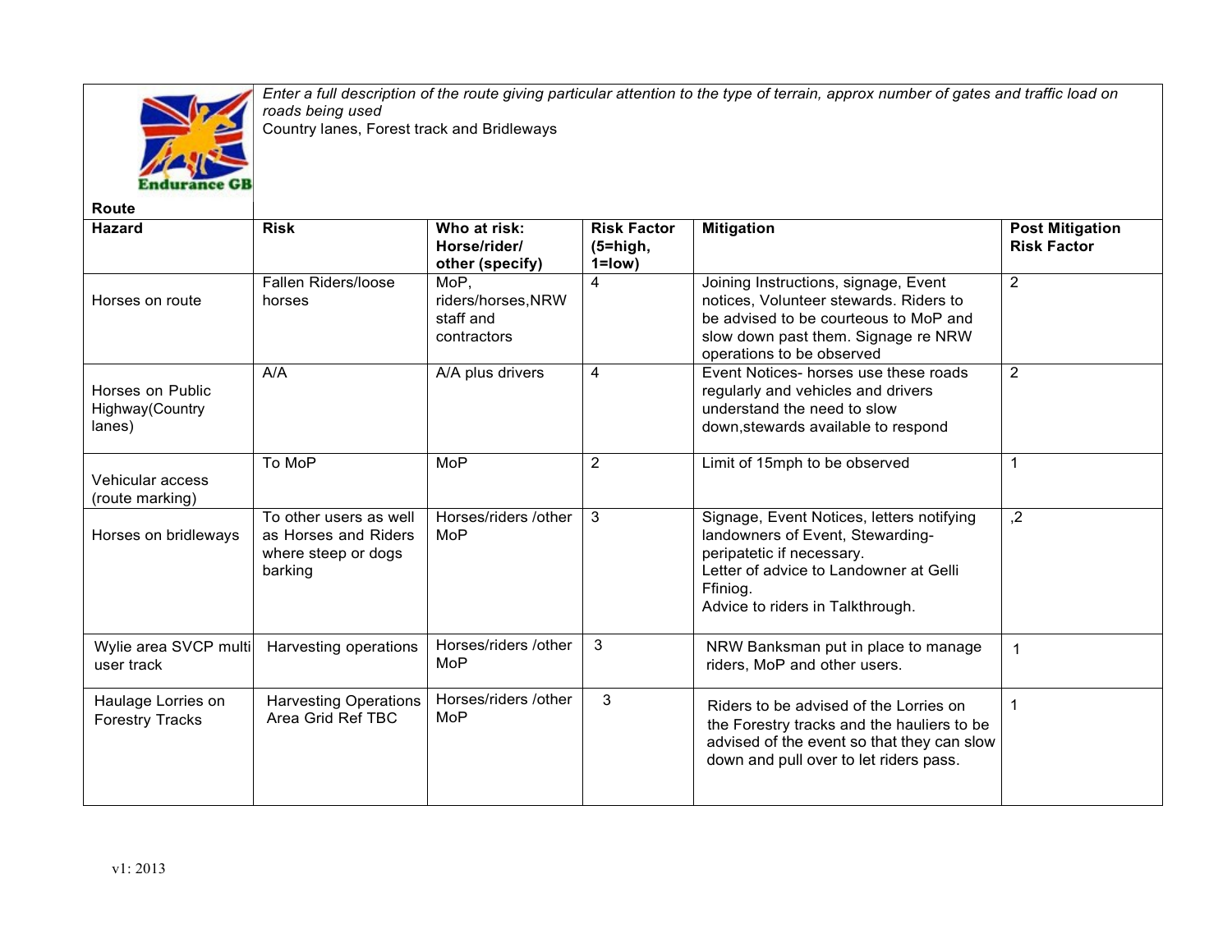| Route | *Enter a full description of the route giving particular attention to the type of terrain, approx number of gates and traffic load on roads being used*<br>Country lanes, Forest track and Bridleways | | | | |
|---|---|---|---|---|---|
| **Hazard** | **Risk** | **Who at risk: Horse/rider/ other (specify)** | **Risk Factor (5=high, 1=low)** | **Mitigation** | **Post Mitigation Risk Factor** |
| Horses on route | Fallen Riders/loose horses | MoP, riders/horses,NRW staff and contractors | 4 | Joining Instructions, signage, Event notices, Volunteer stewards. Riders to be advised to be courteous to MoP and slow down past them. Signage re NRW operations to be observed | 2 |
| Horses on Public Highway(Country lanes) | A/A | A/A plus drivers | 4 | Event Notices- horses use these roads regularly and vehicles and drivers understand the need to slow down,stewards available to respond | 2 |
| Vehicular access (route marking) | To MoP | MoP | 2 | Limit of 15mph to be observed | 1 |
| Horses on bridleways | To other users as well as Horses and Riders where steep or dogs barking | Horses/riders /other MoP | 3 | Signage, Event Notices, letters notifying landowners of Event, Stewarding-peripatetic if necessary.<br>Letter of advice to Landowner at Gelli Ffiniog.<br>Advice to riders in Talkthrough. | ,2 |
| Wylie area SVCP multi user track | Harvesting operations | Horses/riders /other MoP | 3 | NRW Banksman put in place to manage riders, MoP and other users. | 1 |
| Haulage Lorries on Forestry Tracks | Harvesting Operations Area Grid Ref TBC | Horses/riders /other MoP | 3 | Riders to be advised of the Lorries on the Forestry tracks and the hauliers to be advised of the event so that they can slow down and pull over to let riders pass. | 1 |

v1: 2013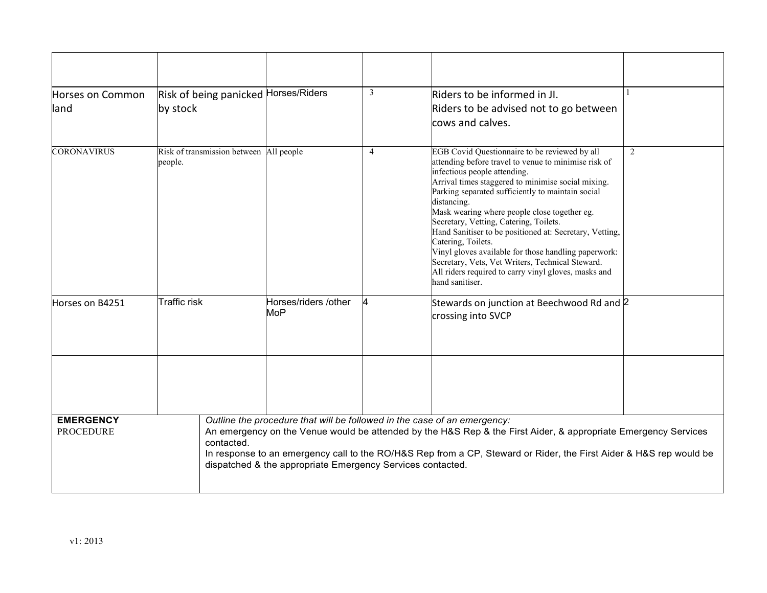| | | | | | |
|---|---|---|---|---|---|
| Horses on Common land | Risk of being panicked by stock | Horses/Riders | 3 | Riders to be informed in JI.<br>Riders to be advised not to go between cows and calves. | 1 |
| CORONAVIRUS | Risk of transmission between people. | All people | 4 | EGB Covid Questionnaire to be reviewed by all attending before travel to venue to minimise risk of infectious people attending.<br>Arrival times staggered to minimise social mixing.<br>Parking separated sufficiently to maintain social distancing.<br>Mask wearing where people close together eg. Secretary, Vetting, Catering, Toilets.<br>Hand Sanitiser to be positioned at: Secretary, Vetting, Catering, Toilets.<br>Vinyl gloves available for those handling paperwork: Secretary, Vets, Vet Writers, Technical Steward.<br>All riders required to carry vinyl gloves, masks and hand sanitiser. | 2 |
| Horses on B4251 | Traffic risk | Horses/riders /other MoP | 4 | Stewards on junction at Beechwood Rd and crossing into SVCP | 2 |
| | | | | | |

| | |
|---|---|
| **EMERGENCY** PROCEDURE | *Outline the procedure that will be followed in the case of an emergency:*<br>An emergency on the Venue would be attended by the H&S Rep & the First Aider, & appropriate Emergency Services contacted.<br>In response to an emergency call to the RO/H&S Rep from a CP, Steward or Rider, the First Aider & H&S rep would be dispatched & the appropriate Emergency Services contacted. |

v1: 2013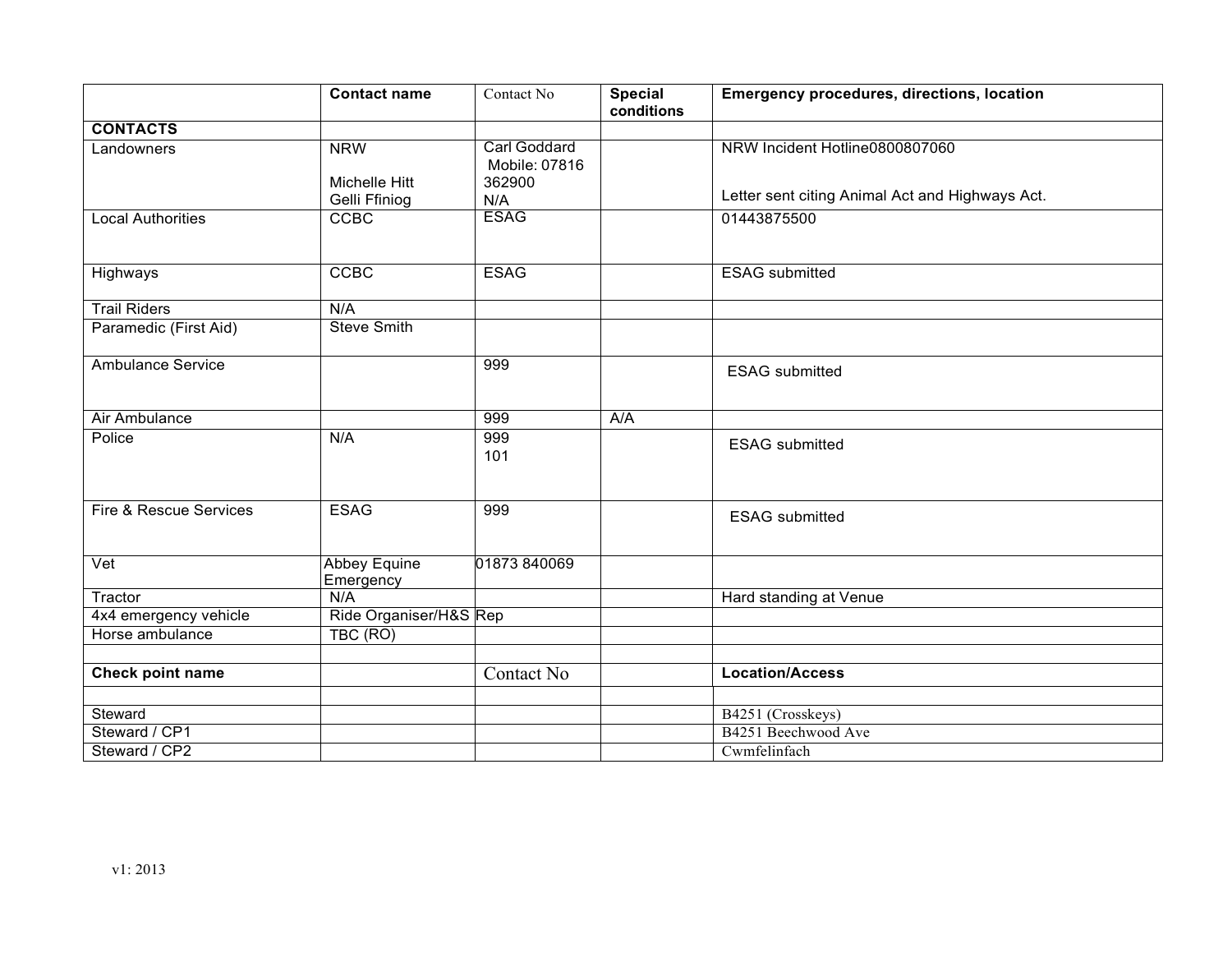| | Contact name | Contact No | Special conditions | Emergency procedures, directions, location |
|---|---|---|---|---|
| **CONTACTS** | | | | |
| Landowners | NRW<br><br>Michelle Hitt<br>Gelli Ffiniog | Carl Goddard<br>Mobile: 07816 362900<br>N/A | | NRW Incident Hotline0800807060<br><br>Letter sent citing Animal Act and Highways Act. |
| Local Authorities | CCBC | ESAG | | 01443875500 |
| Highways | CCBC | ESAG | | ESAG submitted |
| Trail Riders | N/A | | | |
| Paramedic (First Aid) | Steve Smith | | | |
| Ambulance Service | | 999 | | ESAG submitted |
| Air Ambulance | | 999 | A/A | |
| Police | N/A | 999<br>101 | | ESAG submitted |
| Fire & Rescue Services | ESAG | 999 | | ESAG submitted |
| Vet | Abbey Equine Emergency | 01873 840069 | | |
| Tractor | N/A | | | Hard standing at Venue |
| 4x4 emergency vehicle | Ride Organiser/H&S Rep | | | |
| Horse ambulance | TBC (RO) | | | |
| | | | | |
| **Check point name** | | Contact No | | **Location/Access** |
| | | | | |
| Steward | | | | B4251 (Crosskeys) |
| Steward / CP1 | | | | B4251 Beechwood Ave |
| Steward / CP2 | | | | Cwmfelinfach |

v1: 2013